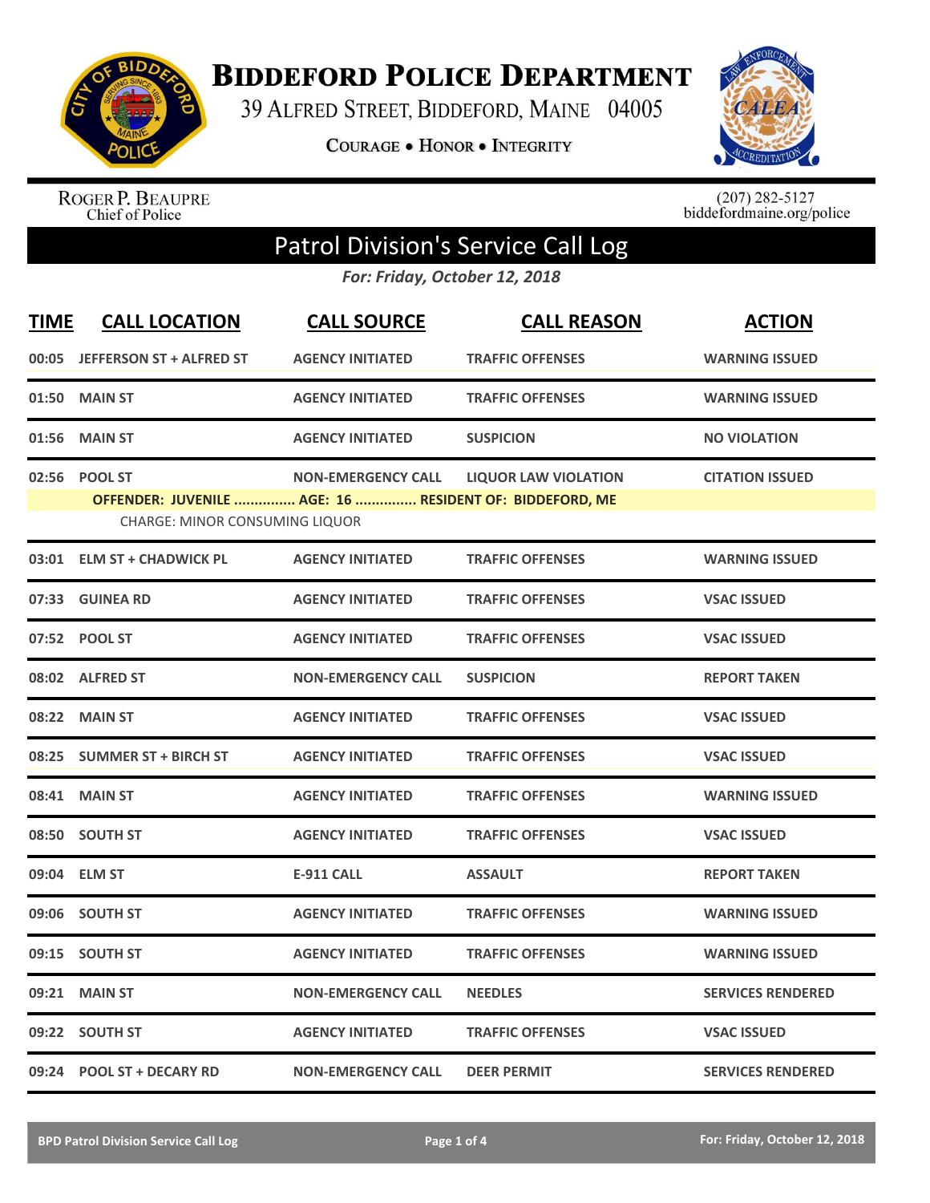# Biddeford Police Department

39 Alfred Street, Biddeford, Maine 04005

Courage • Honor • Integrity

Roger P. Beaupre
Chief of Police

(207) 282-5127
biddefordmaine.org/police

## Patrol Division's Service Call Log

*For: Friday, October 12, 2018*

| TIME | CALL LOCATION | CALL SOURCE | CALL REASON | ACTION |
|---|---|---|---|---|
| 00:05 | JEFFERSON ST + ALFRED ST | AGENCY INITIATED | TRAFFIC OFFENSES | WARNING ISSUED |
| 01:50 | MAIN ST | AGENCY INITIATED | TRAFFIC OFFENSES | WARNING ISSUED |
| 01:56 | MAIN ST | AGENCY INITIATED | SUSPICION | NO VIOLATION |
| 02:56 | POOL ST | NON-EMERGENCY CALL | LIQUOR LAW VIOLATION | CITATION ISSUED |
| | OFFENDER: JUVENILE ............... AGE: 16 ............... RESIDENT OF: BIDDEFORD, ME<br>CHARGE: MINOR CONSUMING LIQUOR | | | |
| 03:01 | ELM ST + CHADWICK PL | AGENCY INITIATED | TRAFFIC OFFENSES | WARNING ISSUED |
| 07:33 | GUINEA RD | AGENCY INITIATED | TRAFFIC OFFENSES | VSAC ISSUED |
| 07:52 | POOL ST | AGENCY INITIATED | TRAFFIC OFFENSES | VSAC ISSUED |
| 08:02 | ALFRED ST | NON-EMERGENCY CALL | SUSPICION | REPORT TAKEN |
| 08:22 | MAIN ST | AGENCY INITIATED | TRAFFIC OFFENSES | VSAC ISSUED |
| 08:25 | SUMMER ST + BIRCH ST | AGENCY INITIATED | TRAFFIC OFFENSES | VSAC ISSUED |
| 08:41 | MAIN ST | AGENCY INITIATED | TRAFFIC OFFENSES | WARNING ISSUED |
| 08:50 | SOUTH ST | AGENCY INITIATED | TRAFFIC OFFENSES | VSAC ISSUED |
| 09:04 | ELM ST | E-911 CALL | ASSAULT | REPORT TAKEN |
| 09:06 | SOUTH ST | AGENCY INITIATED | TRAFFIC OFFENSES | WARNING ISSUED |
| 09:15 | SOUTH ST | AGENCY INITIATED | TRAFFIC OFFENSES | WARNING ISSUED |
| 09:21 | MAIN ST | NON-EMERGENCY CALL | NEEDLES | SERVICES RENDERED |
| 09:22 | SOUTH ST | AGENCY INITIATED | TRAFFIC OFFENSES | VSAC ISSUED |
| 09:24 | POOL ST + DECARY RD | NON-EMERGENCY CALL | DEER PERMIT | SERVICES RENDERED |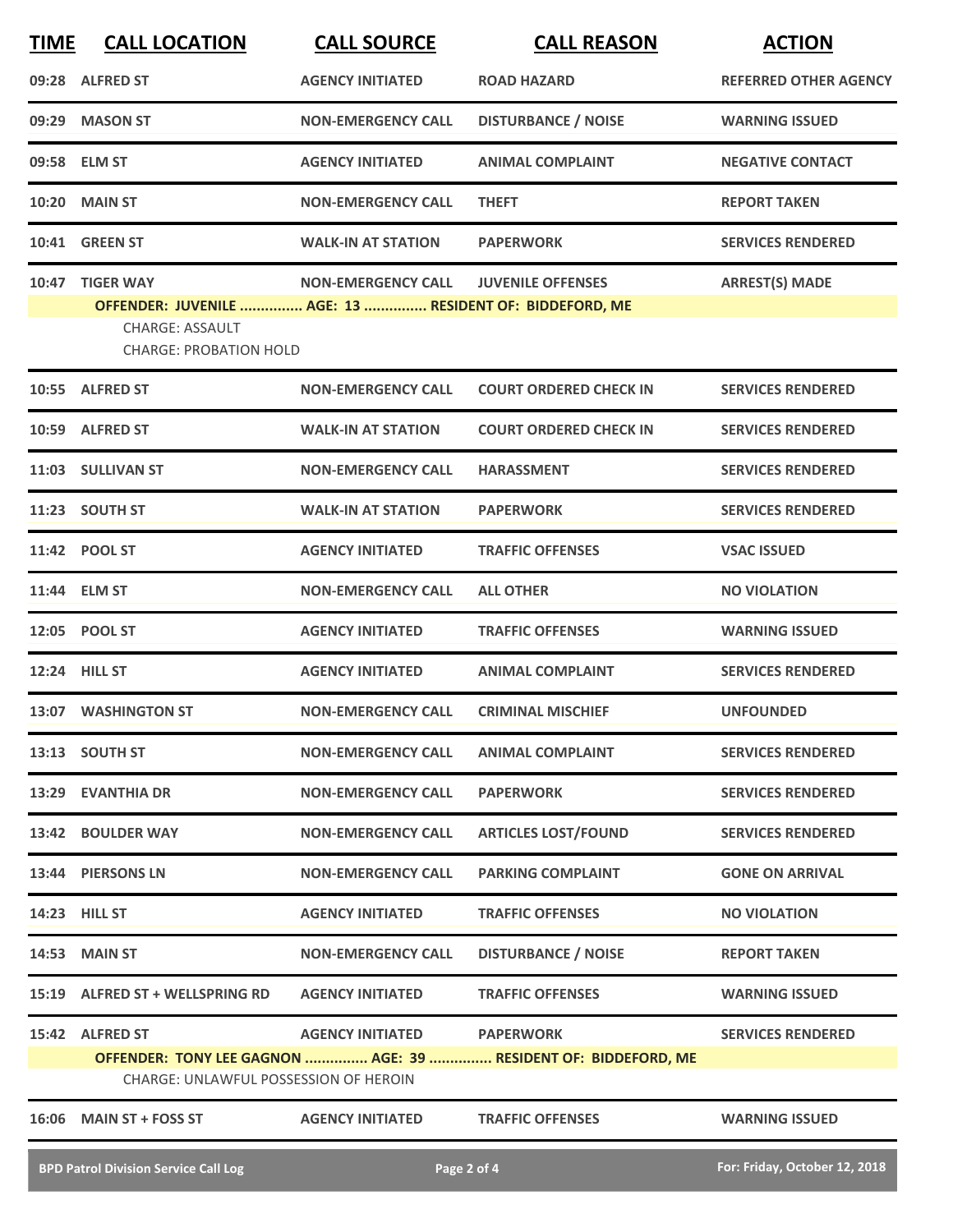| TIME | CALL LOCATION | CALL SOURCE | CALL REASON | ACTION |
|---|---|---|---|---|
| 09:28 | ALFRED ST | AGENCY INITIATED | ROAD HAZARD | REFERRED OTHER AGENCY |
| 09:29 | MASON ST | NON-EMERGENCY CALL | DISTURBANCE / NOISE | WARNING ISSUED |
| 09:58 | ELM ST | AGENCY INITIATED | ANIMAL COMPLAINT | NEGATIVE CONTACT |
| 10:20 | MAIN ST | NON-EMERGENCY CALL | THEFT | REPORT TAKEN |
| 10:41 | GREEN ST | WALK-IN AT STATION | PAPERWORK | SERVICES RENDERED |
| 10:47 | TIGER WAY | NON-EMERGENCY CALL | JUVENILE OFFENSES | ARREST(S) MADE |

**OFFENDER: JUVENILE ............... AGE: 13 ............... RESIDENT OF: BIDDEFORD, ME**

CHARGE: ASSAULT

CHARGE: PROBATION HOLD

| TIME | CALL LOCATION | CALL SOURCE | CALL REASON | ACTION |
|---|---|---|---|---|
| 10:55 | ALFRED ST | NON-EMERGENCY CALL | COURT ORDERED CHECK IN | SERVICES RENDERED |
| 10:59 | ALFRED ST | WALK-IN AT STATION | COURT ORDERED CHECK IN | SERVICES RENDERED |
| 11:03 | SULLIVAN ST | NON-EMERGENCY CALL | HARASSMENT | SERVICES RENDERED |
| 11:23 | SOUTH ST | WALK-IN AT STATION | PAPERWORK | SERVICES RENDERED |
| 11:42 | POOL ST | AGENCY INITIATED | TRAFFIC OFFENSES | VSAC ISSUED |
| 11:44 | ELM ST | NON-EMERGENCY CALL | ALL OTHER | NO VIOLATION |
| 12:05 | POOL ST | AGENCY INITIATED | TRAFFIC OFFENSES | WARNING ISSUED |
| 12:24 | HILL ST | AGENCY INITIATED | ANIMAL COMPLAINT | SERVICES RENDERED |
| 13:07 | WASHINGTON ST | NON-EMERGENCY CALL | CRIMINAL MISCHIEF | UNFOUNDED |
| 13:13 | SOUTH ST | NON-EMERGENCY CALL | ANIMAL COMPLAINT | SERVICES RENDERED |
| 13:29 | EVANTHIA DR | NON-EMERGENCY CALL | PAPERWORK | SERVICES RENDERED |
| 13:42 | BOULDER WAY | NON-EMERGENCY CALL | ARTICLES LOST/FOUND | SERVICES RENDERED |
| 13:44 | PIERSONS LN | NON-EMERGENCY CALL | PARKING COMPLAINT | GONE ON ARRIVAL |
| 14:23 | HILL ST | AGENCY INITIATED | TRAFFIC OFFENSES | NO VIOLATION |
| 14:53 | MAIN ST | NON-EMERGENCY CALL | DISTURBANCE / NOISE | REPORT TAKEN |
| 15:19 | ALFRED ST + WELLSPRING RD | AGENCY INITIATED | TRAFFIC OFFENSES | WARNING ISSUED |
| 15:42 | ALFRED ST | AGENCY INITIATED | PAPERWORK | SERVICES RENDERED |

**OFFENDER: TONY LEE GAGNON ............... AGE: 39 ............... RESIDENT OF: BIDDEFORD, ME**

CHARGE: UNLAWFUL POSSESSION OF HEROIN

| TIME | CALL LOCATION | CALL SOURCE | CALL REASON | ACTION |
|---|---|---|---|---|
| 16:06 | MAIN ST + FOSS ST | AGENCY INITIATED | TRAFFIC OFFENSES | WARNING ISSUED |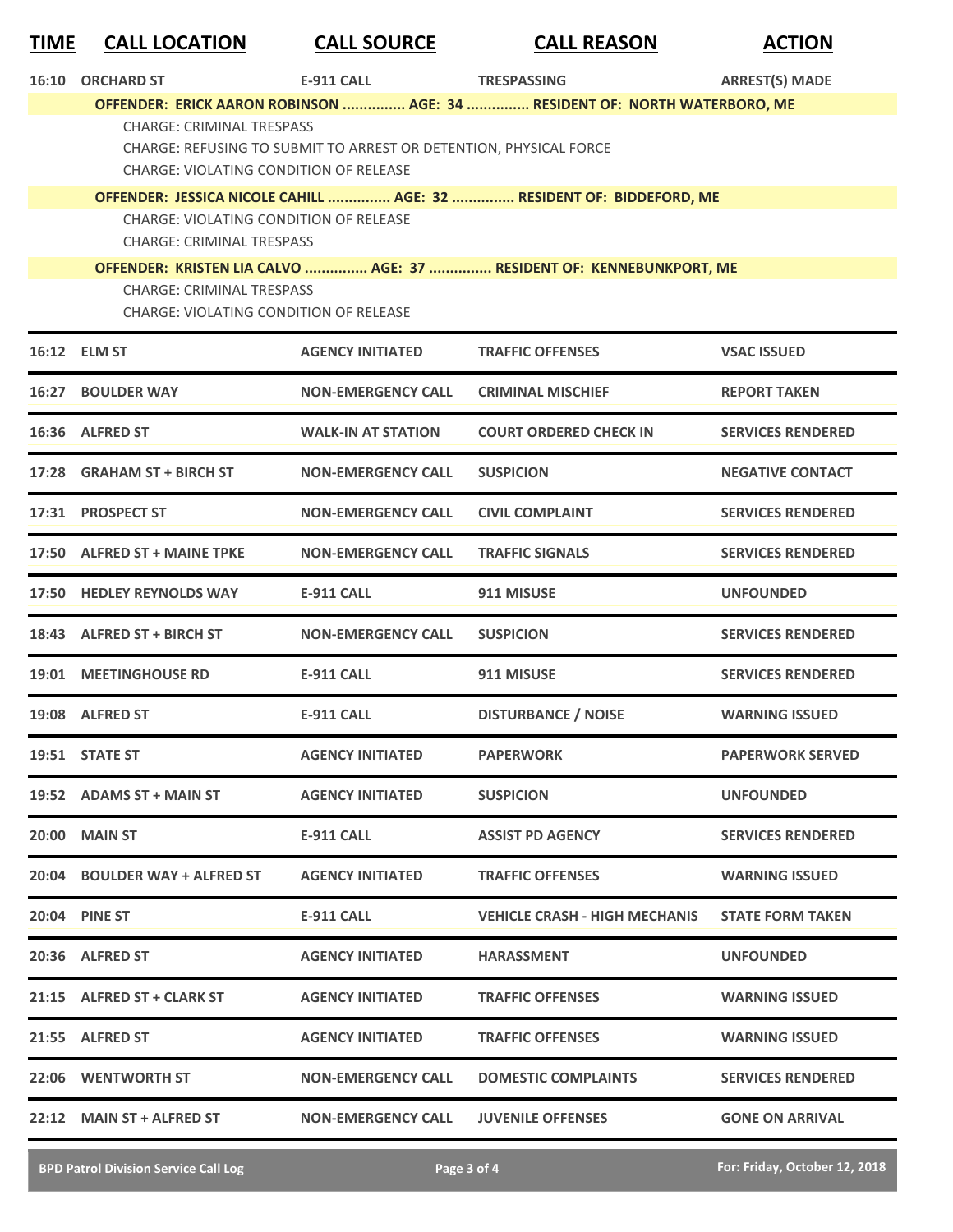| TIME | CALL LOCATION | CALL SOURCE | CALL REASON | ACTION |
|---|---|---|---|---|
| 16:10 | ORCHARD ST | E-911 CALL | TRESPASSING | ARREST(S) MADE |

**OFFENDER: ERICK AARON ROBINSON ............... AGE: 34 ............... RESIDENT OF: NORTH WATERBORO, ME**

CHARGE: CRIMINAL TRESPASS
CHARGE: REFUSING TO SUBMIT TO ARREST OR DETENTION, PHYSICAL FORCE
CHARGE: VIOLATING CONDITION OF RELEASE

**OFFENDER: JESSICA NICOLE CAHILL ............... AGE: 32 ............... RESIDENT OF: BIDDEFORD, ME**

CHARGE: VIOLATING CONDITION OF RELEASE
CHARGE: CRIMINAL TRESPASS

**OFFENDER: KRISTEN LIA CALVO ............... AGE: 37 ............... RESIDENT OF: KENNEBUNKPORT, ME**

CHARGE: CRIMINAL TRESPASS
CHARGE: VIOLATING CONDITION OF RELEASE

| TIME | CALL LOCATION | CALL SOURCE | CALL REASON | ACTION |
|---|---|---|---|---|
| 16:12 | ELM ST | AGENCY INITIATED | TRAFFIC OFFENSES | VSAC ISSUED |
| 16:27 | BOULDER WAY | NON-EMERGENCY CALL | CRIMINAL MISCHIEF | REPORT TAKEN |
| 16:36 | ALFRED ST | WALK-IN AT STATION | COURT ORDERED CHECK IN | SERVICES RENDERED |
| 17:28 | GRAHAM ST + BIRCH ST | NON-EMERGENCY CALL | SUSPICION | NEGATIVE CONTACT |
| 17:31 | PROSPECT ST | NON-EMERGENCY CALL | CIVIL COMPLAINT | SERVICES RENDERED |
| 17:50 | ALFRED ST + MAINE TPKE | NON-EMERGENCY CALL | TRAFFIC SIGNALS | SERVICES RENDERED |
| 17:50 | HEDLEY REYNOLDS WAY | E-911 CALL | 911 MISUSE | UNFOUNDED |
| 18:43 | ALFRED ST + BIRCH ST | NON-EMERGENCY CALL | SUSPICION | SERVICES RENDERED |
| 19:01 | MEETINGHOUSE RD | E-911 CALL | 911 MISUSE | SERVICES RENDERED |
| 19:08 | ALFRED ST | E-911 CALL | DISTURBANCE / NOISE | WARNING ISSUED |
| 19:51 | STATE ST | AGENCY INITIATED | PAPERWORK | PAPERWORK SERVED |
| 19:52 | ADAMS ST + MAIN ST | AGENCY INITIATED | SUSPICION | UNFOUNDED |
| 20:00 | MAIN ST | E-911 CALL | ASSIST PD AGENCY | SERVICES RENDERED |
| 20:04 | BOULDER WAY + ALFRED ST | AGENCY INITIATED | TRAFFIC OFFENSES | WARNING ISSUED |
| 20:04 | PINE ST | E-911 CALL | VEHICLE CRASH - HIGH MECHANIS | STATE FORM TAKEN |
| 20:36 | ALFRED ST | AGENCY INITIATED | HARASSMENT | UNFOUNDED |
| 21:15 | ALFRED ST + CLARK ST | AGENCY INITIATED | TRAFFIC OFFENSES | WARNING ISSUED |
| 21:55 | ALFRED ST | AGENCY INITIATED | TRAFFIC OFFENSES | WARNING ISSUED |
| 22:06 | WENTWORTH ST | NON-EMERGENCY CALL | DOMESTIC COMPLAINTS | SERVICES RENDERED |
| 22:12 | MAIN ST + ALFRED ST | NON-EMERGENCY CALL | JUVENILE OFFENSES | GONE ON ARRIVAL |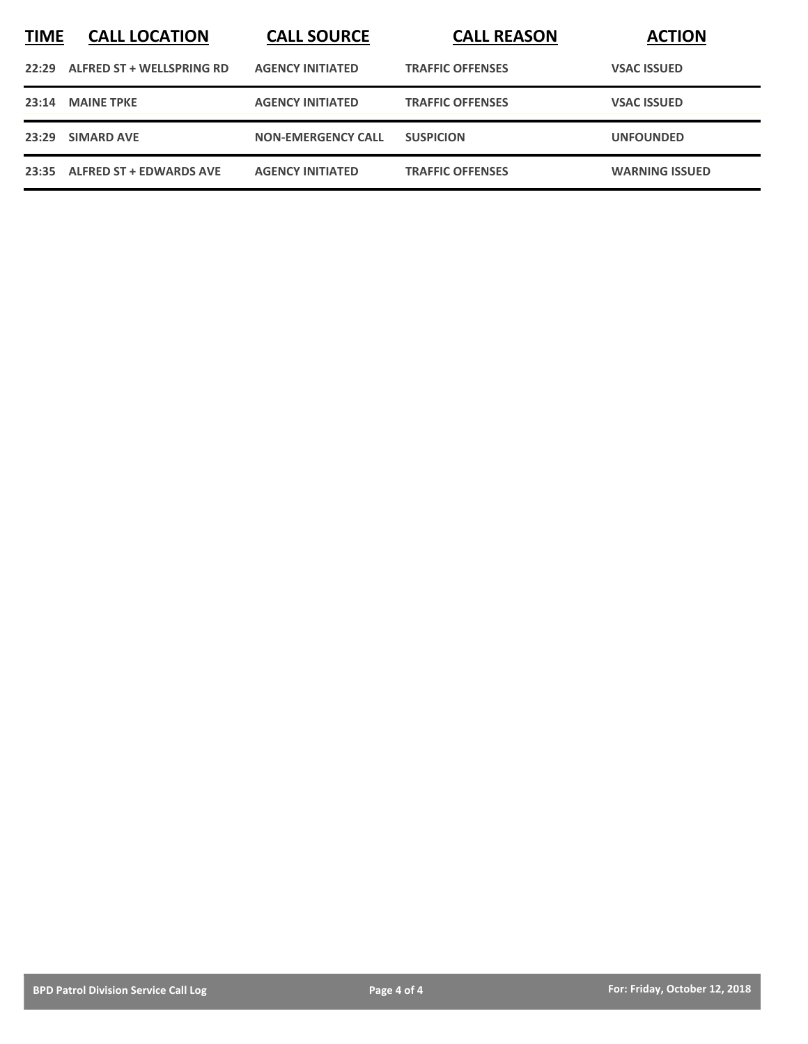| TIME | CALL LOCATION | CALL SOURCE | CALL REASON | ACTION |
|---|---|---|---|---|
| 22:29 | ALFRED ST + WELLSPRING RD | AGENCY INITIATED | TRAFFIC OFFENSES | VSAC ISSUED |
| 23:14 | MAINE TPKE | AGENCY INITIATED | TRAFFIC OFFENSES | VSAC ISSUED |
| 23:29 | SIMARD AVE | NON-EMERGENCY CALL | SUSPICION | UNFOUNDED |
| 23:35 | ALFRED ST + EDWARDS AVE | AGENCY INITIATED | TRAFFIC OFFENSES | WARNING ISSUED |